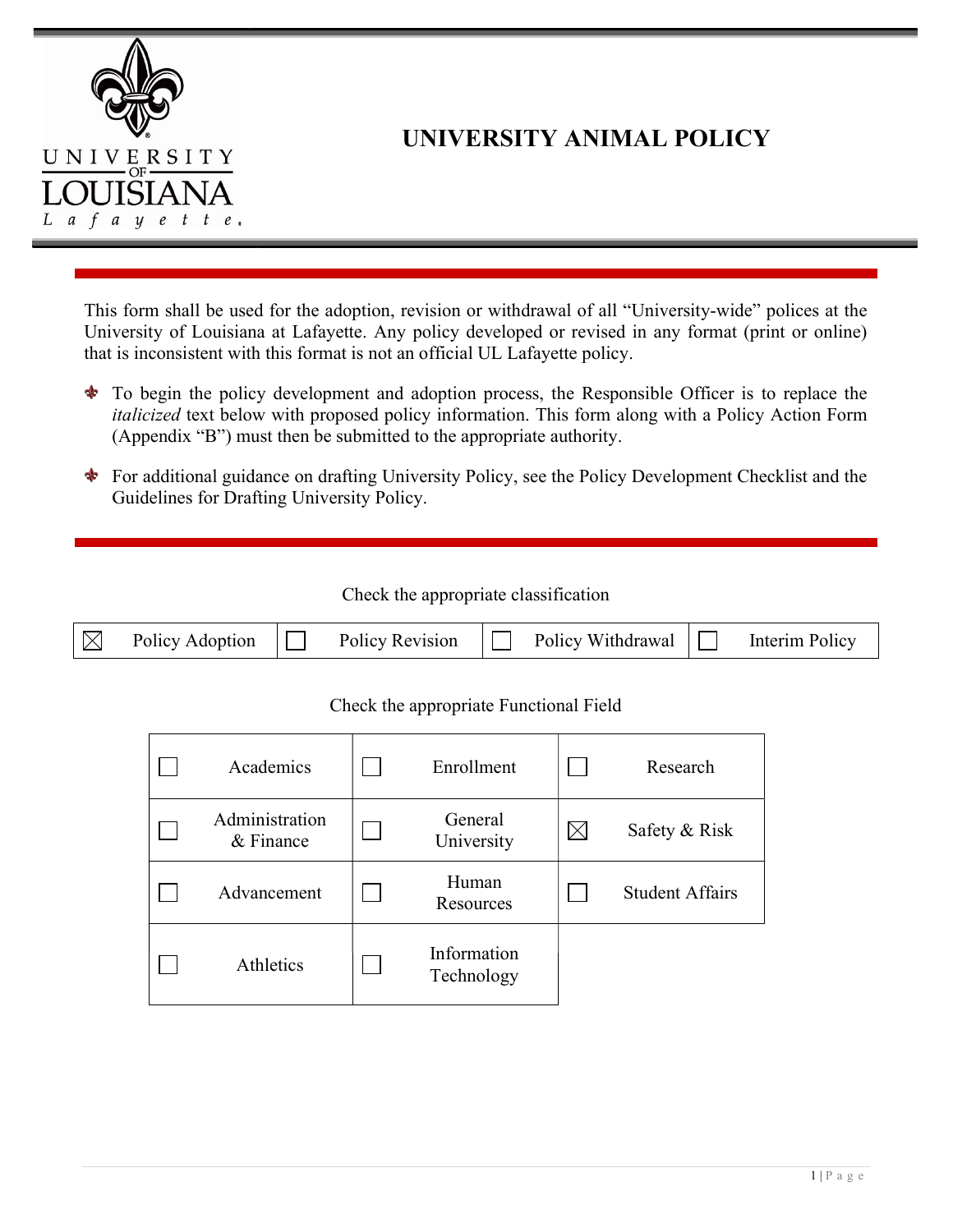# UNIVERSITY ANIMAL POLICY

This form shall be used for the adoption, revision or withdrawal of all "University-wide" polices at the University of Louisiana at Lafayette. Any policy developed or revised in any format (print or online) that is inconsistent with this format is not an official UL Lafayette policy.

- To begin the policy development and adoption process, the Responsible Officer is to replace the *italicized* text below with proposed policy information. This form along with a Policy Action Form (Appendix "B") must then be submitted to the appropriate authority.
- For additional guidance on drafting University Policy, see the Policy Development Checklist and the Guidelines for Drafting University Policy.

Check the appropriate classification

| ☒ Policy Adoption | ☐ Policy Revision | ☐ Policy Withdrawal | ☐ Interim Policy |
|---|---|---|---|

Check the appropriate Functional Field

| | | |
|---|---|---|
| ☐ Academics | ☐ Enrollment | ☐ Research |
| ☐ Administration & Finance | ☐ General University | ☒ Safety & Risk |
| ☐ Advancement | ☐ Human Resources | ☐ Student Affairs |
| ☐ Athletics | ☐ Information Technology | |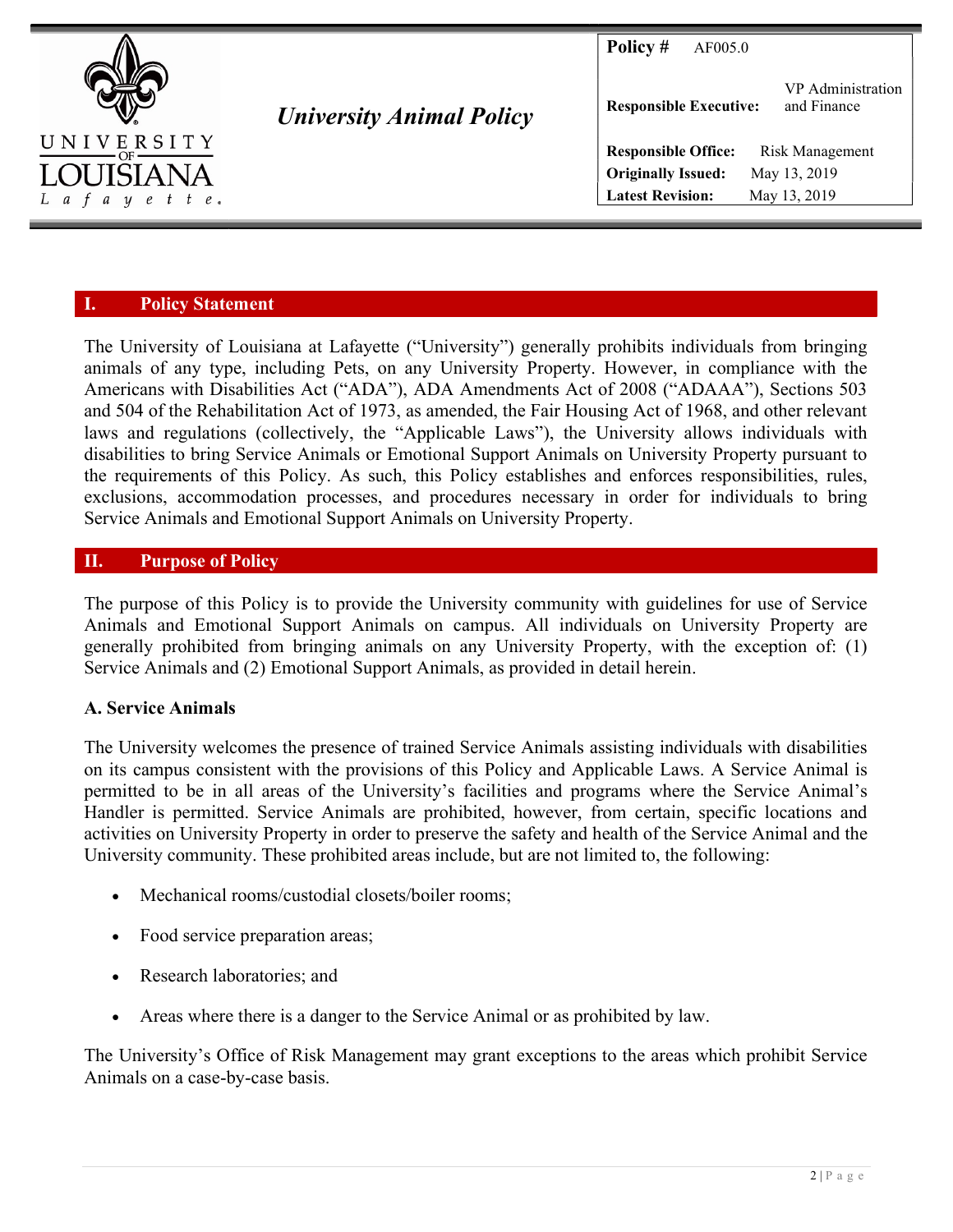| **Policy #** | AF005.0 |
|---|---|
| **Responsible Executive:** | VP Administration and Finance |
| **Responsible Office:** | Risk Management |
| **Originally Issued:** | May 13, 2019 |
| **Latest Revision:** | May 13, 2019 |

# *University Animal Policy*

## I. Policy Statement

The University of Louisiana at Lafayette ("University") generally prohibits individuals from bringing animals of any type, including Pets, on any University Property. However, in compliance with the Americans with Disabilities Act ("ADA"), ADA Amendments Act of 2008 ("ADAAA"), Sections 503 and 504 of the Rehabilitation Act of 1973, as amended, the Fair Housing Act of 1968, and other relevant laws and regulations (collectively, the "Applicable Laws"), the University allows individuals with disabilities to bring Service Animals or Emotional Support Animals on University Property pursuant to the requirements of this Policy. As such, this Policy establishes and enforces responsibilities, rules, exclusions, accommodation processes, and procedures necessary in order for individuals to bring Service Animals and Emotional Support Animals on University Property.

## II. Purpose of Policy

The purpose of this Policy is to provide the University community with guidelines for use of Service Animals and Emotional Support Animals on campus. All individuals on University Property are generally prohibited from bringing animals on any University Property, with the exception of: (1) Service Animals and (2) Emotional Support Animals, as provided in detail herein.

### A. Service Animals

The University welcomes the presence of trained Service Animals assisting individuals with disabilities on its campus consistent with the provisions of this Policy and Applicable Laws. A Service Animal is permitted to be in all areas of the University's facilities and programs where the Service Animal's Handler is permitted. Service Animals are prohibited, however, from certain, specific locations and activities on University Property in order to preserve the safety and health of the Service Animal and the University community. These prohibited areas include, but are not limited to, the following:

- Mechanical rooms/custodial closets/boiler rooms;
- Food service preparation areas;
- Research laboratories; and
- Areas where there is a danger to the Service Animal or as prohibited by law.

The University's Office of Risk Management may grant exceptions to the areas which prohibit Service Animals on a case-by-case basis.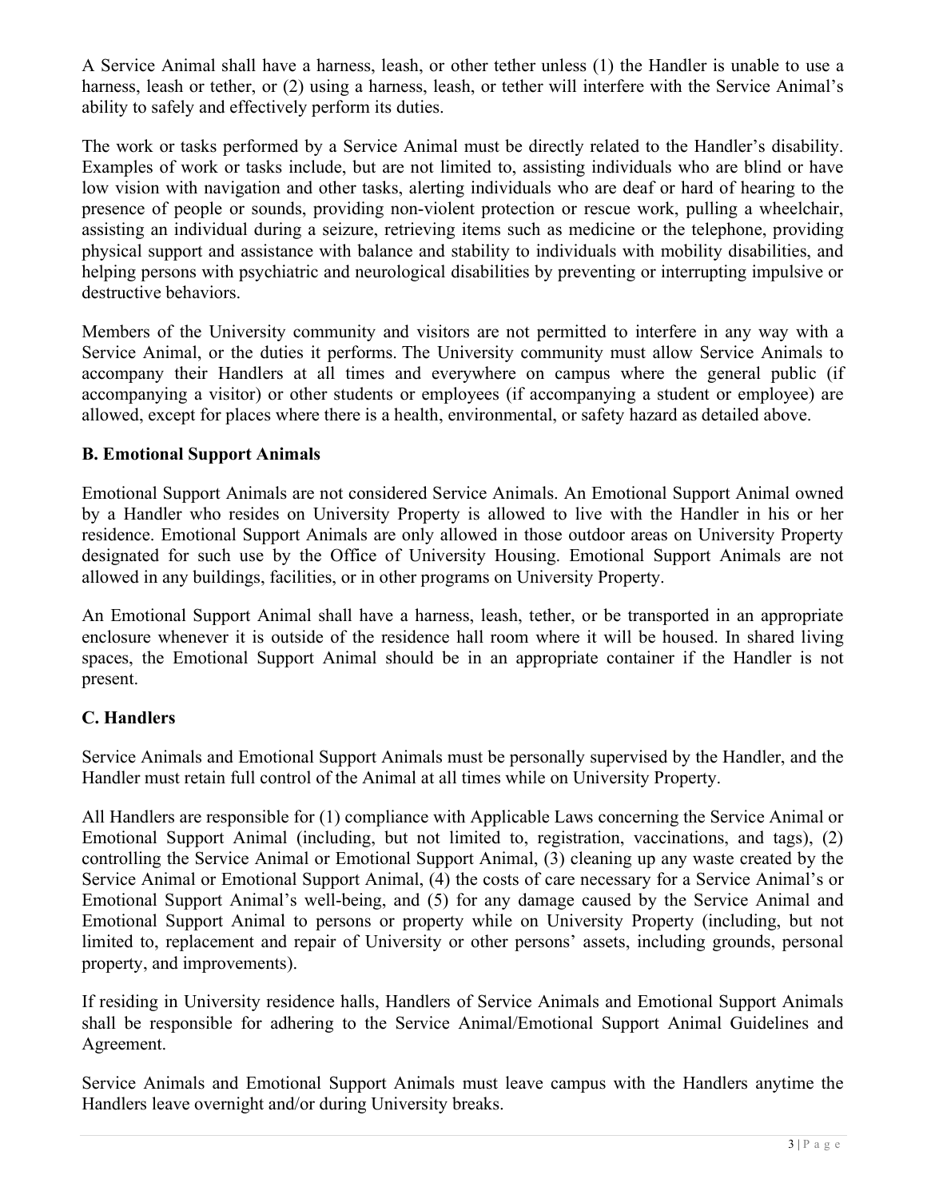A Service Animal shall have a harness, leash, or other tether unless (1) the Handler is unable to use a harness, leash or tether, or (2) using a harness, leash, or tether will interfere with the Service Animal's ability to safely and effectively perform its duties.

The work or tasks performed by a Service Animal must be directly related to the Handler's disability. Examples of work or tasks include, but are not limited to, assisting individuals who are blind or have low vision with navigation and other tasks, alerting individuals who are deaf or hard of hearing to the presence of people or sounds, providing non-violent protection or rescue work, pulling a wheelchair, assisting an individual during a seizure, retrieving items such as medicine or the telephone, providing physical support and assistance with balance and stability to individuals with mobility disabilities, and helping persons with psychiatric and neurological disabilities by preventing or interrupting impulsive or destructive behaviors.

Members of the University community and visitors are not permitted to interfere in any way with a Service Animal, or the duties it performs. The University community must allow Service Animals to accompany their Handlers at all times and everywhere on campus where the general public (if accompanying a visitor) or other students or employees (if accompanying a student or employee) are allowed, except for places where there is a health, environmental, or safety hazard as detailed above.

### B. Emotional Support Animals

Emotional Support Animals are not considered Service Animals. An Emotional Support Animal owned by a Handler who resides on University Property is allowed to live with the Handler in his or her residence. Emotional Support Animals are only allowed in those outdoor areas on University Property designated for such use by the Office of University Housing. Emotional Support Animals are not allowed in any buildings, facilities, or in other programs on University Property.

An Emotional Support Animal shall have a harness, leash, tether, or be transported in an appropriate enclosure whenever it is outside of the residence hall room where it will be housed. In shared living spaces, the Emotional Support Animal should be in an appropriate container if the Handler is not present.

### C. Handlers

Service Animals and Emotional Support Animals must be personally supervised by the Handler, and the Handler must retain full control of the Animal at all times while on University Property.

All Handlers are responsible for (1) compliance with Applicable Laws concerning the Service Animal or Emotional Support Animal (including, but not limited to, registration, vaccinations, and tags), (2) controlling the Service Animal or Emotional Support Animal, (3) cleaning up any waste created by the Service Animal or Emotional Support Animal, (4) the costs of care necessary for a Service Animal's or Emotional Support Animal's well-being, and (5) for any damage caused by the Service Animal and Emotional Support Animal to persons or property while on University Property (including, but not limited to, replacement and repair of University or other persons' assets, including grounds, personal property, and improvements).

If residing in University residence halls, Handlers of Service Animals and Emotional Support Animals shall be responsible for adhering to the Service Animal/Emotional Support Animal Guidelines and Agreement.

Service Animals and Emotional Support Animals must leave campus with the Handlers anytime the Handlers leave overnight and/or during University breaks.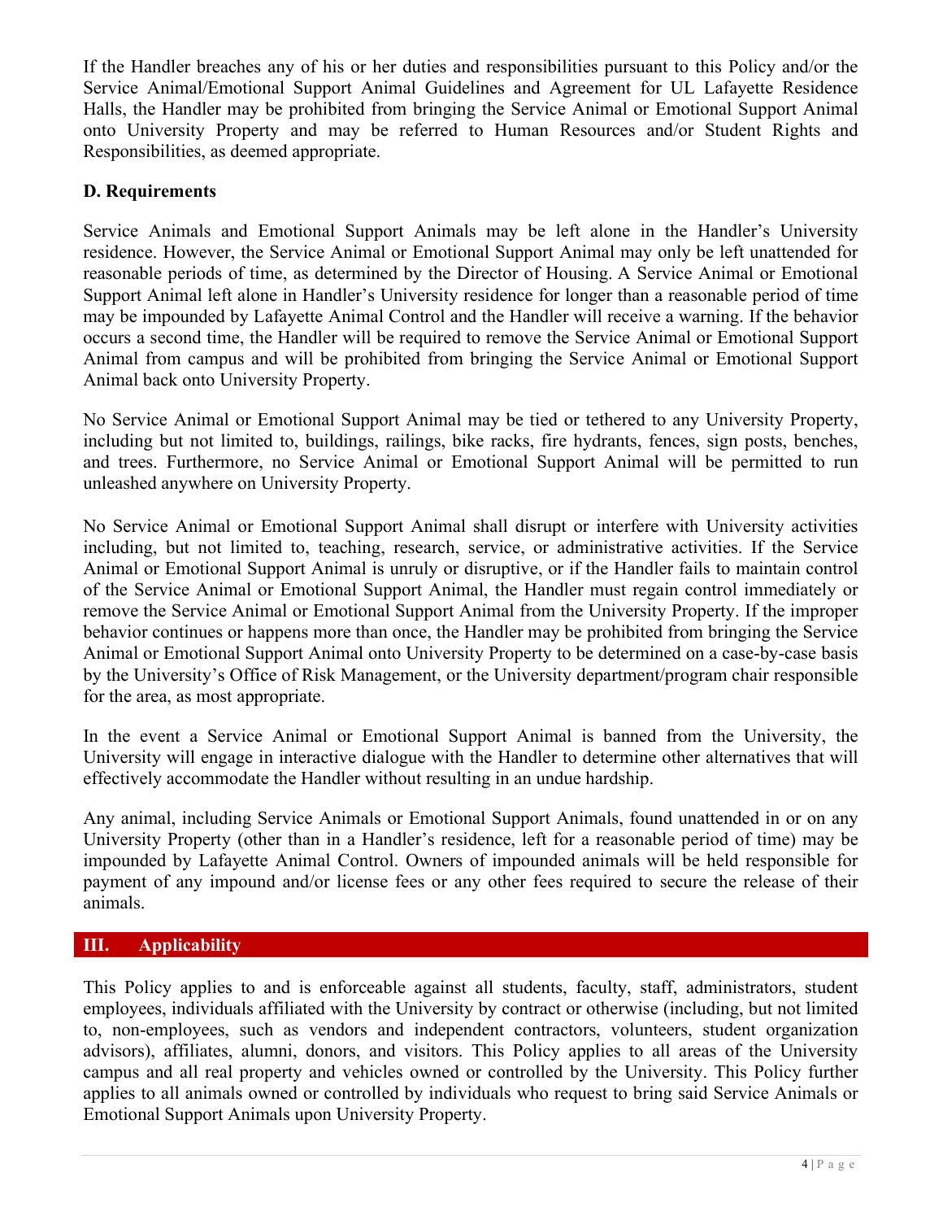If the Handler breaches any of his or her duties and responsibilities pursuant to this Policy and/or the Service Animal/Emotional Support Animal Guidelines and Agreement for UL Lafayette Residence Halls, the Handler may be prohibited from bringing the Service Animal or Emotional Support Animal onto University Property and may be referred to Human Resources and/or Student Rights and Responsibilities, as deemed appropriate.

### D. Requirements

Service Animals and Emotional Support Animals may be left alone in the Handler's University residence. However, the Service Animal or Emotional Support Animal may only be left unattended for reasonable periods of time, as determined by the Director of Housing. A Service Animal or Emotional Support Animal left alone in Handler's University residence for longer than a reasonable period of time may be impounded by Lafayette Animal Control and the Handler will receive a warning. If the behavior occurs a second time, the Handler will be required to remove the Service Animal or Emotional Support Animal from campus and will be prohibited from bringing the Service Animal or Emotional Support Animal back onto University Property.

No Service Animal or Emotional Support Animal may be tied or tethered to any University Property, including but not limited to, buildings, railings, bike racks, fire hydrants, fences, sign posts, benches, and trees. Furthermore, no Service Animal or Emotional Support Animal will be permitted to run unleashed anywhere on University Property.

No Service Animal or Emotional Support Animal shall disrupt or interfere with University activities including, but not limited to, teaching, research, service, or administrative activities. If the Service Animal or Emotional Support Animal is unruly or disruptive, or if the Handler fails to maintain control of the Service Animal or Emotional Support Animal, the Handler must regain control immediately or remove the Service Animal or Emotional Support Animal from the University Property. If the improper behavior continues or happens more than once, the Handler may be prohibited from bringing the Service Animal or Emotional Support Animal onto University Property to be determined on a case-by-case basis by the University's Office of Risk Management, or the University department/program chair responsible for the area, as most appropriate.

In the event a Service Animal or Emotional Support Animal is banned from the University, the University will engage in interactive dialogue with the Handler to determine other alternatives that will effectively accommodate the Handler without resulting in an undue hardship.

Any animal, including Service Animals or Emotional Support Animals, found unattended in or on any University Property (other than in a Handler's residence, left for a reasonable period of time) may be impounded by Lafayette Animal Control. Owners of impounded animals will be held responsible for payment of any impound and/or license fees or any other fees required to secure the release of their animals.

## III. Applicability

This Policy applies to and is enforceable against all students, faculty, staff, administrators, student employees, individuals affiliated with the University by contract or otherwise (including, but not limited to, non-employees, such as vendors and independent contractors, volunteers, student organization advisors), affiliates, alumni, donors, and visitors. This Policy applies to all areas of the University campus and all real property and vehicles owned or controlled by the University. This Policy further applies to all animals owned or controlled by individuals who request to bring said Service Animals or Emotional Support Animals upon University Property.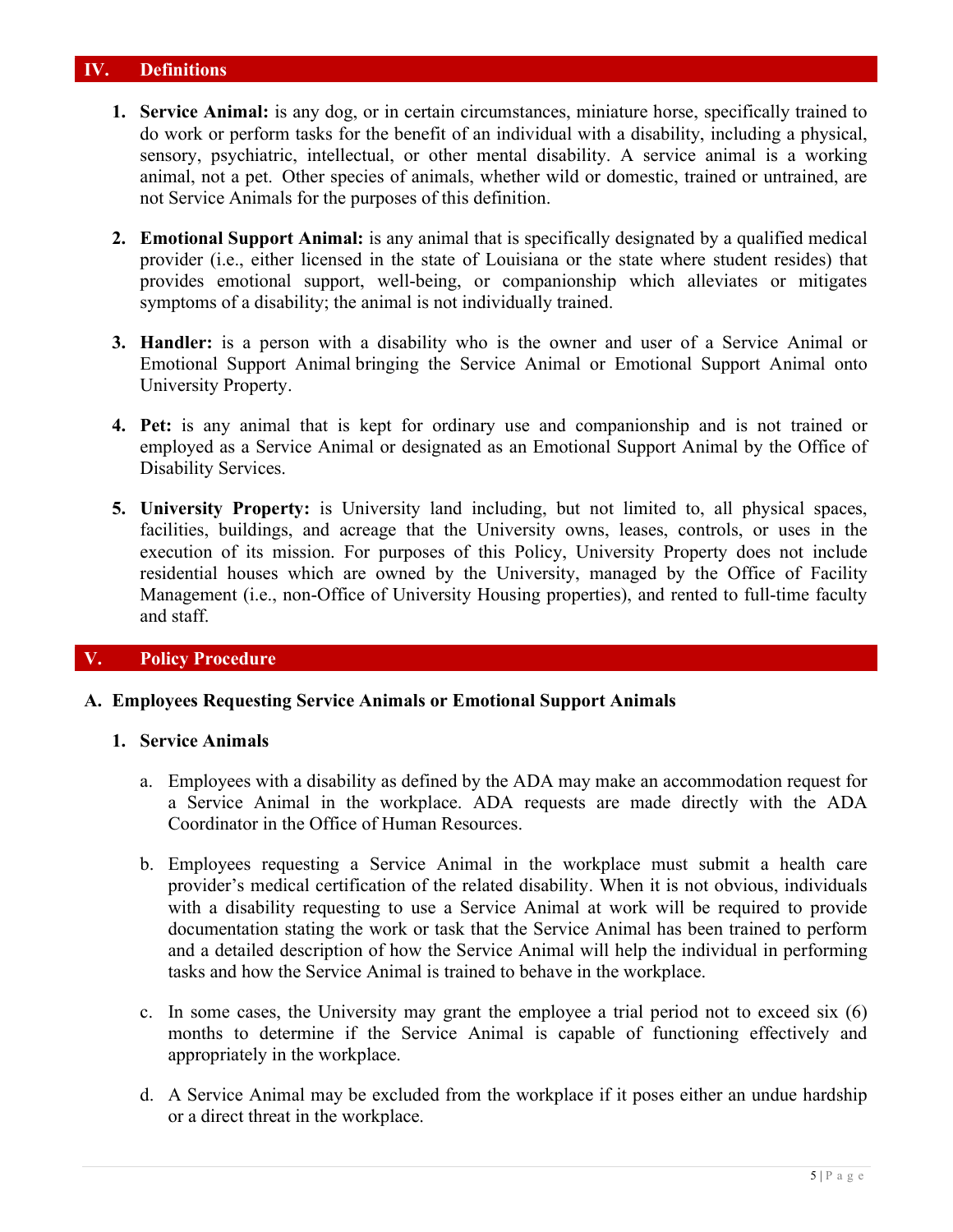## IV. Definitions

1. **Service Animal:** is any dog, or in certain circumstances, miniature horse, specifically trained to do work or perform tasks for the benefit of an individual with a disability, including a physical, sensory, psychiatric, intellectual, or other mental disability. A service animal is a working animal, not a pet. Other species of animals, whether wild or domestic, trained or untrained, are not Service Animals for the purposes of this definition.

2. **Emotional Support Animal:** is any animal that is specifically designated by a qualified medical provider (i.e., either licensed in the state of Louisiana or the state where student resides) that provides emotional support, well-being, or companionship which alleviates or mitigates symptoms of a disability; the animal is not individually trained.

3. **Handler:** is a person with a disability who is the owner and user of a Service Animal or Emotional Support Animal bringing the Service Animal or Emotional Support Animal onto University Property.

4. **Pet:** is any animal that is kept for ordinary use and companionship and is not trained or employed as a Service Animal or designated as an Emotional Support Animal by the Office of Disability Services.

5. **University Property:** is University land including, but not limited to, all physical spaces, facilities, buildings, and acreage that the University owns, leases, controls, or uses in the execution of its mission. For purposes of this Policy, University Property does not include residential houses which are owned by the University, managed by the Office of Facility Management (i.e., non-Office of University Housing properties), and rented to full-time faculty and staff.

## V. Policy Procedure

### A. Employees Requesting Service Animals or Emotional Support Animals

#### 1. Service Animals

a. Employees with a disability as defined by the ADA may make an accommodation request for a Service Animal in the workplace. ADA requests are made directly with the ADA Coordinator in the Office of Human Resources.

b. Employees requesting a Service Animal in the workplace must submit a health care provider's medical certification of the related disability. When it is not obvious, individuals with a disability requesting to use a Service Animal at work will be required to provide documentation stating the work or task that the Service Animal has been trained to perform and a detailed description of how the Service Animal will help the individual in performing tasks and how the Service Animal is trained to behave in the workplace.

c. In some cases, the University may grant the employee a trial period not to exceed six (6) months to determine if the Service Animal is capable of functioning effectively and appropriately in the workplace.

d. A Service Animal may be excluded from the workplace if it poses either an undue hardship or a direct threat in the workplace.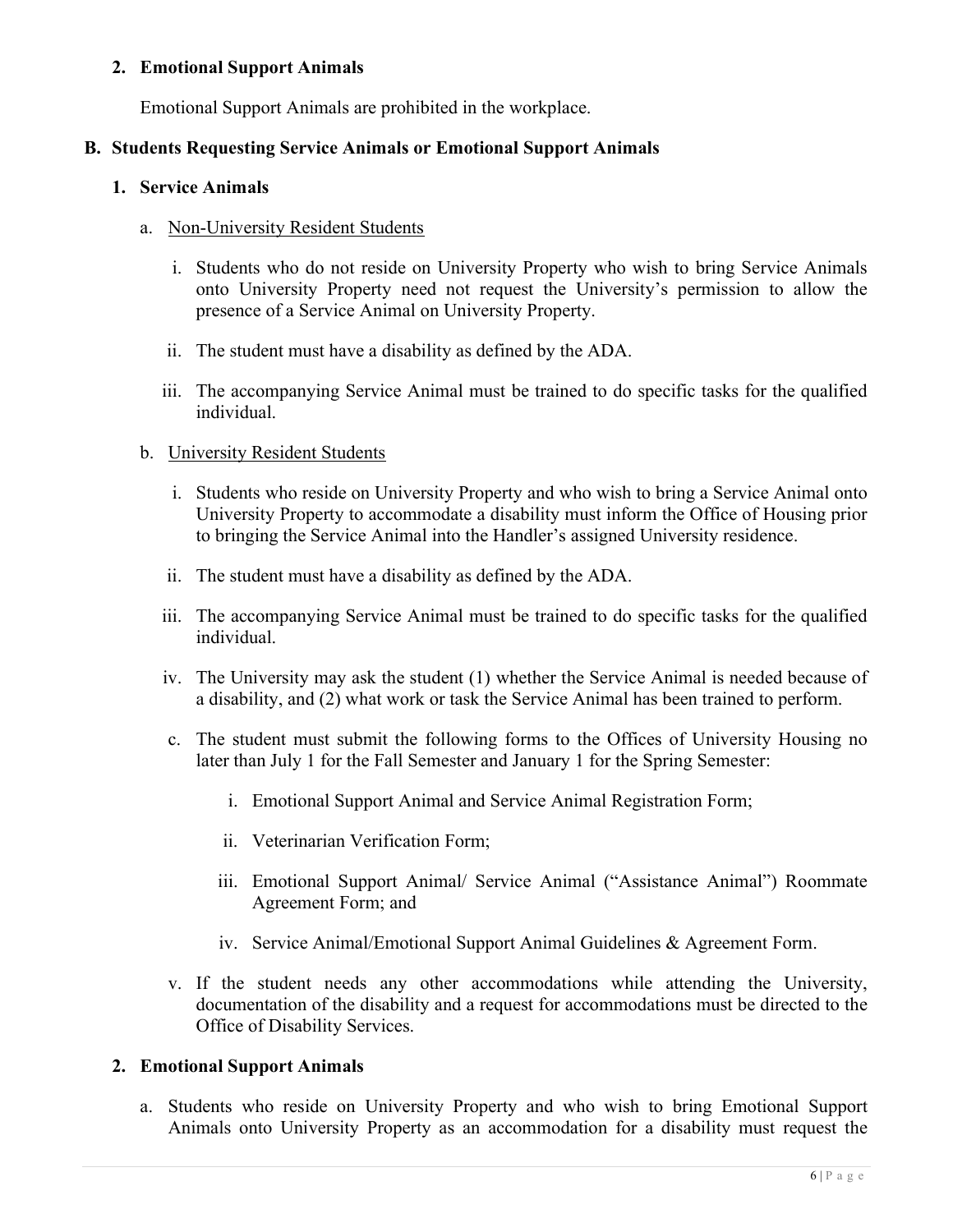**2. Emotional Support Animals**

Emotional Support Animals are prohibited in the workplace.

**B. Students Requesting Service Animals or Emotional Support Animals**

**1. Service Animals**

a. <u>Non-University Resident Students</u>

i. Students who do not reside on University Property who wish to bring Service Animals onto University Property need not request the University's permission to allow the presence of a Service Animal on University Property.

ii. The student must have a disability as defined by the ADA.

iii. The accompanying Service Animal must be trained to do specific tasks for the qualified individual.

b. <u>University Resident Students</u>

i. Students who reside on University Property and who wish to bring a Service Animal onto University Property to accommodate a disability must inform the Office of Housing prior to bringing the Service Animal into the Handler's assigned University residence.

ii. The student must have a disability as defined by the ADA.

iii. The accompanying Service Animal must be trained to do specific tasks for the qualified individual.

iv. The University may ask the student (1) whether the Service Animal is needed because of a disability, and (2) what work or task the Service Animal has been trained to perform.

c. The student must submit the following forms to the Offices of University Housing no later than July 1 for the Fall Semester and January 1 for the Spring Semester:

i. Emotional Support Animal and Service Animal Registration Form;

ii. Veterinarian Verification Form;

iii. Emotional Support Animal/ Service Animal ("Assistance Animal") Roommate Agreement Form; and

iv. Service Animal/Emotional Support Animal Guidelines & Agreement Form.

v. If the student needs any other accommodations while attending the University, documentation of the disability and a request for accommodations must be directed to the Office of Disability Services.

**2. Emotional Support Animals**

a. Students who reside on University Property and who wish to bring Emotional Support Animals onto University Property as an accommodation for a disability must request the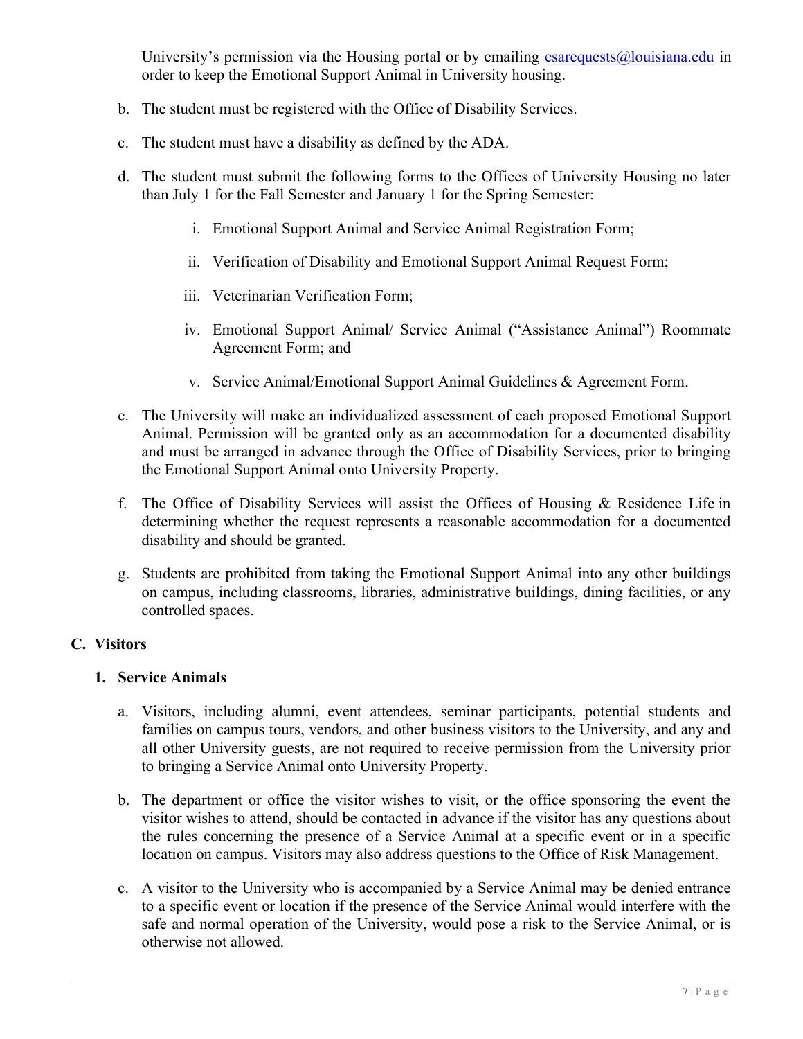University's permission via the Housing portal or by emailing esarequests@louisiana.edu in order to keep the Emotional Support Animal in University housing.

b. The student must be registered with the Office of Disability Services.

c. The student must have a disability as defined by the ADA.

d. The student must submit the following forms to the Offices of University Housing no later than July 1 for the Fall Semester and January 1 for the Spring Semester:

   i. Emotional Support Animal and Service Animal Registration Form;

   ii. Verification of Disability and Emotional Support Animal Request Form;

   iii. Veterinarian Verification Form;

   iv. Emotional Support Animal/ Service Animal ("Assistance Animal") Roommate Agreement Form; and

   v. Service Animal/Emotional Support Animal Guidelines & Agreement Form.

e. The University will make an individualized assessment of each proposed Emotional Support Animal. Permission will be granted only as an accommodation for a documented disability and must be arranged in advance through the Office of Disability Services, prior to bringing the Emotional Support Animal onto University Property.

f. The Office of Disability Services will assist the Offices of Housing & Residence Life in determining whether the request represents a reasonable accommodation for a documented disability and should be granted.

g. Students are prohibited from taking the Emotional Support Animal into any other buildings on campus, including classrooms, libraries, administrative buildings, dining facilities, or any controlled spaces.

## C. Visitors

### 1. Service Animals

a. Visitors, including alumni, event attendees, seminar participants, potential students and families on campus tours, vendors, and other business visitors to the University, and any and all other University guests, are not required to receive permission from the University prior to bringing a Service Animal onto University Property.

b. The department or office the visitor wishes to visit, or the office sponsoring the event the visitor wishes to attend, should be contacted in advance if the visitor has any questions about the rules concerning the presence of a Service Animal at a specific event or in a specific location on campus. Visitors may also address questions to the Office of Risk Management.

c. A visitor to the University who is accompanied by a Service Animal may be denied entrance to a specific event or location if the presence of the Service Animal would interfere with the safe and normal operation of the University, would pose a risk to the Service Animal, or is otherwise not allowed.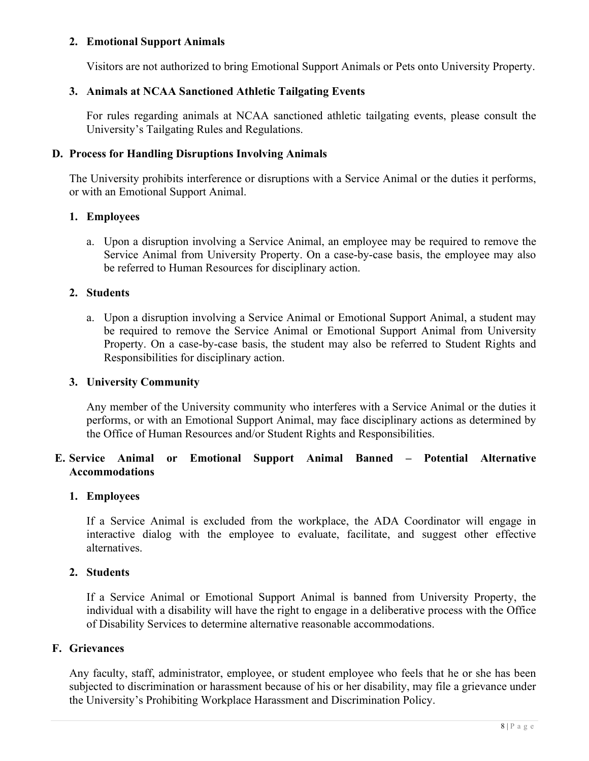**2. Emotional Support Animals**

Visitors are not authorized to bring Emotional Support Animals or Pets onto University Property.

**3. Animals at NCAA Sanctioned Athletic Tailgating Events**

For rules regarding animals at NCAA sanctioned athletic tailgating events, please consult the University's Tailgating Rules and Regulations.

### D. Process for Handling Disruptions Involving Animals

The University prohibits interference or disruptions with a Service Animal or the duties it performs, or with an Emotional Support Animal.

**1. Employees**

a. Upon a disruption involving a Service Animal, an employee may be required to remove the Service Animal from University Property. On a case-by-case basis, the employee may also be referred to Human Resources for disciplinary action.

**2. Students**

a. Upon a disruption involving a Service Animal or Emotional Support Animal, a student may be required to remove the Service Animal or Emotional Support Animal from University Property. On a case-by-case basis, the student may also be referred to Student Rights and Responsibilities for disciplinary action.

**3. University Community**

Any member of the University community who interferes with a Service Animal or the duties it performs, or with an Emotional Support Animal, may face disciplinary actions as determined by the Office of Human Resources and/or Student Rights and Responsibilities.

### E. Service Animal or Emotional Support Animal Banned – Potential Alternative Accommodations

**1. Employees**

If a Service Animal is excluded from the workplace, the ADA Coordinator will engage in interactive dialog with the employee to evaluate, facilitate, and suggest other effective alternatives.

**2. Students**

If a Service Animal or Emotional Support Animal is banned from University Property, the individual with a disability will have the right to engage in a deliberative process with the Office of Disability Services to determine alternative reasonable accommodations.

### F. Grievances

Any faculty, staff, administrator, employee, or student employee who feels that he or she has been subjected to discrimination or harassment because of his or her disability, may file a grievance under the University's Prohibiting Workplace Harassment and Discrimination Policy.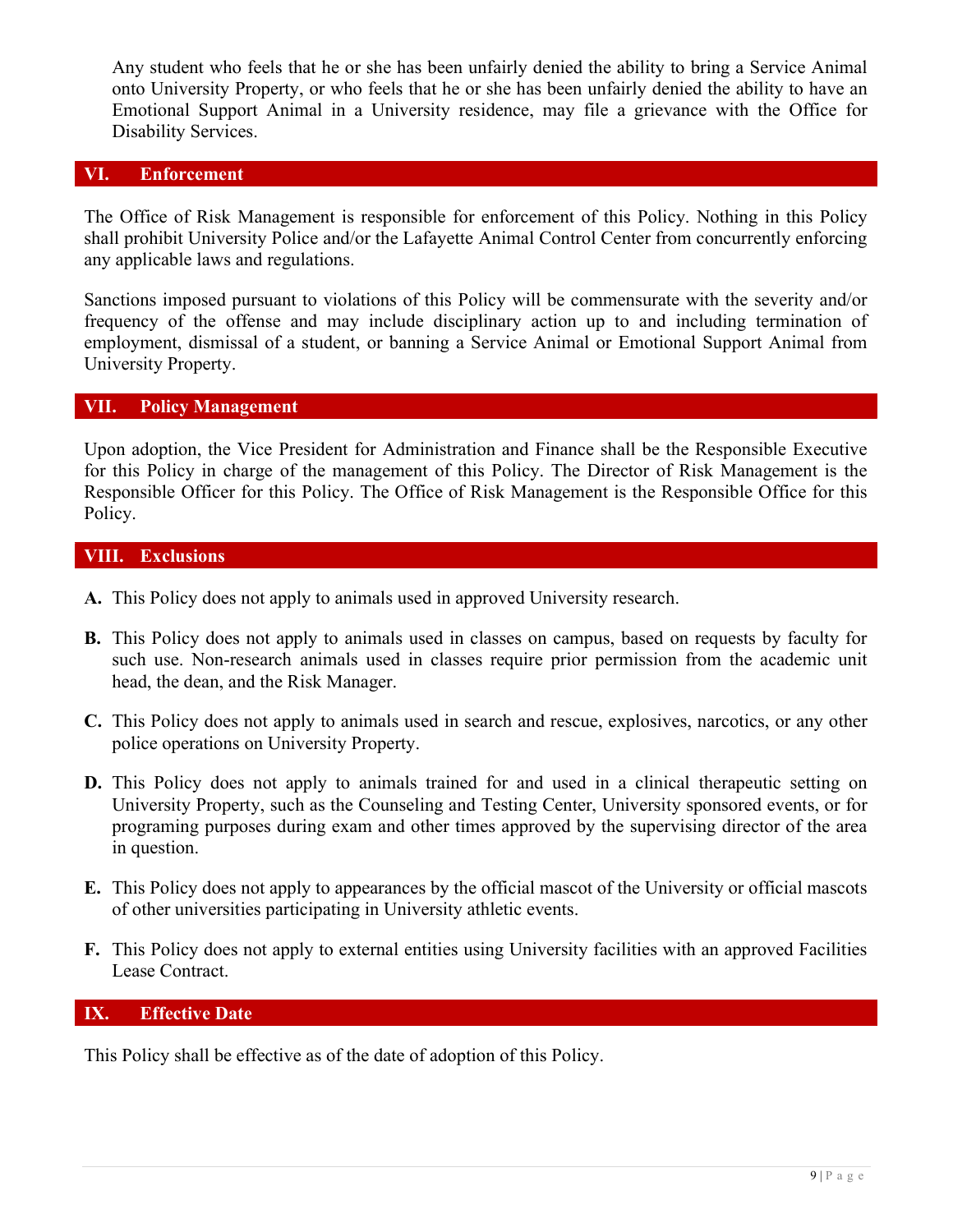Any student who feels that he or she has been unfairly denied the ability to bring a Service Animal onto University Property, or who feels that he or she has been unfairly denied the ability to have an Emotional Support Animal in a University residence, may file a grievance with the Office for Disability Services.

## VI. Enforcement

The Office of Risk Management is responsible for enforcement of this Policy. Nothing in this Policy shall prohibit University Police and/or the Lafayette Animal Control Center from concurrently enforcing any applicable laws and regulations.

Sanctions imposed pursuant to violations of this Policy will be commensurate with the severity and/or frequency of the offense and may include disciplinary action up to and including termination of employment, dismissal of a student, or banning a Service Animal or Emotional Support Animal from University Property.

## VII. Policy Management

Upon adoption, the Vice President for Administration and Finance shall be the Responsible Executive for this Policy in charge of the management of this Policy. The Director of Risk Management is the Responsible Officer for this Policy. The Office of Risk Management is the Responsible Office for this Policy.

## VIII. Exclusions

**A.** This Policy does not apply to animals used in approved University research.

**B.** This Policy does not apply to animals used in classes on campus, based on requests by faculty for such use. Non-research animals used in classes require prior permission from the academic unit head, the dean, and the Risk Manager.

**C.** This Policy does not apply to animals used in search and rescue, explosives, narcotics, or any other police operations on University Property.

**D.** This Policy does not apply to animals trained for and used in a clinical therapeutic setting on University Property, such as the Counseling and Testing Center, University sponsored events, or for programing purposes during exam and other times approved by the supervising director of the area in question.

**E.** This Policy does not apply to appearances by the official mascot of the University or official mascots of other universities participating in University athletic events.

**F.** This Policy does not apply to external entities using University facilities with an approved Facilities Lease Contract.

## IX. Effective Date

This Policy shall be effective as of the date of adoption of this Policy.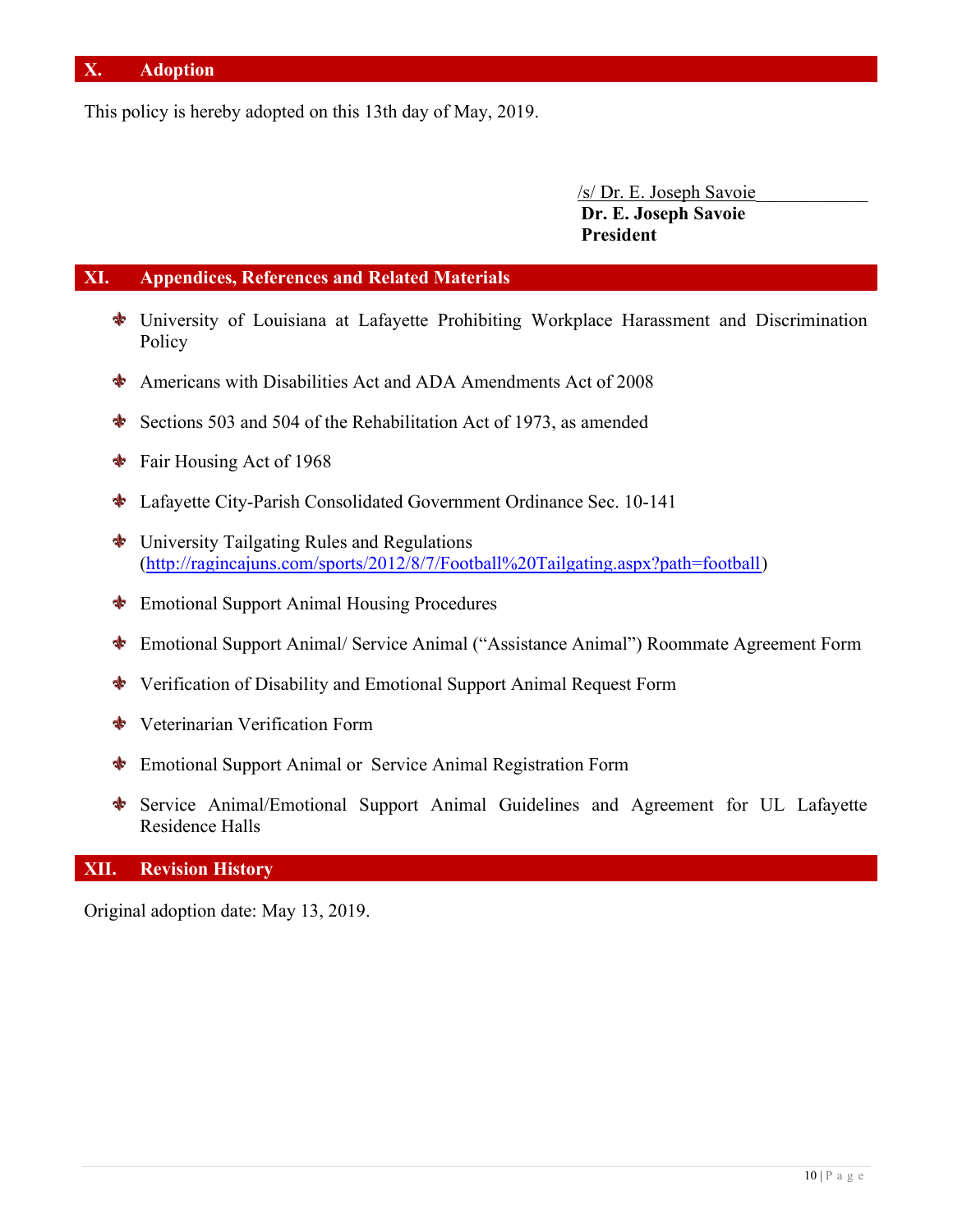## X. Adoption

This policy is hereby adopted on this 13th day of May, 2019.

/s/ Dr. E. Joseph Savoie
**Dr. E. Joseph Savoie**
**President**

## XI. Appendices, References and Related Materials

- University of Louisiana at Lafayette Prohibiting Workplace Harassment and Discrimination Policy
- Americans with Disabilities Act and ADA Amendments Act of 2008
- Sections 503 and 504 of the Rehabilitation Act of 1973, as amended
- Fair Housing Act of 1968
- Lafayette City-Parish Consolidated Government Ordinance Sec. 10-141
- University Tailgating Rules and Regulations (http://ragincajuns.com/sports/2012/8/7/Football%20Tailgating.aspx?path=football)
- Emotional Support Animal Housing Procedures
- Emotional Support Animal/ Service Animal ("Assistance Animal") Roommate Agreement Form
- Verification of Disability and Emotional Support Animal Request Form
- Veterinarian Verification Form
- Emotional Support Animal or Service Animal Registration Form
- Service Animal/Emotional Support Animal Guidelines and Agreement for UL Lafayette Residence Halls

## XII. Revision History

Original adoption date: May 13, 2019.